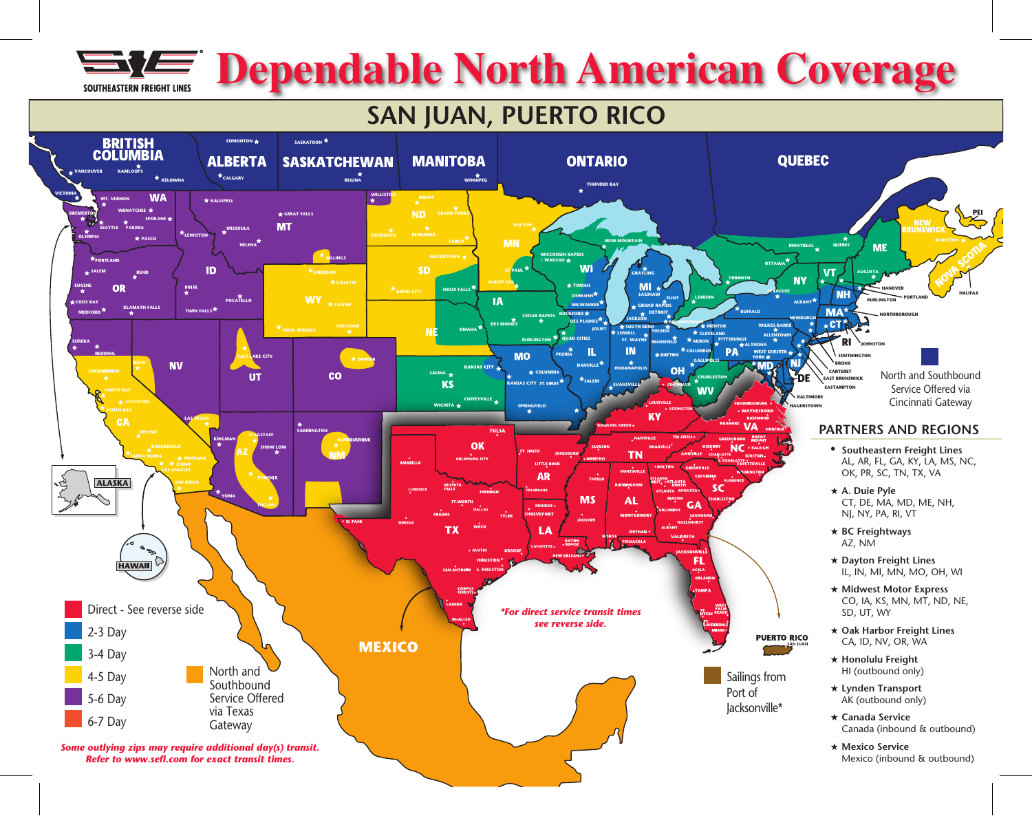# Dependable North American Coverage

SOUTHEASTERN FREIGHT LINES

## SAN JUAN, PUERTO RICO

- Direct - See reverse side
- 2-3 Day
- 3-4 Day
- 4-5 Day
- 5-6 Day
- 6-7 Day
- North and Southbound Service Offered via Texas Gateway
- Sailings from Port of Jacksonville*
- North and Southbound Service Offered via Cincinnati Gateway

*For direct service transit times see reverse side.*

***Some outlying zips may require additional day(s) transit. Refer to www.sefl.com for exact transit times.***

## PARTNERS AND REGIONS

- • **Southeastern Freight Lines**
  AL, AR, FL, GA, KY, LA, MS, NC, OK, PR, SC, TN, TX, VA
- ★ **A. Duie Pyle**
  CT, DE, MA, MD, ME, NH, NJ, NY, PA, RI, VT
- ★ **BC Freightways**
  AZ, NM
- ★ **Dayton Freight Lines**
  IL, IN, MI, MN, MO, OH, WI
- ★ **Midwest Motor Express**
  CO, IA, KS, MN, MT, ND, NE, SD, UT, WY
- ★ **Oak Harbor Freight Lines**
  CA, ID, NV, OR, WA
- ★ **Honolulu Freight**
  HI (outbound only)
- ★ **Lynden Transport**
  AK (outbound only)
- ★ **Canada Service**
  Canada (inbound & outbound)
- ★ **Mexico Service**
  Mexico (inbound & outbound)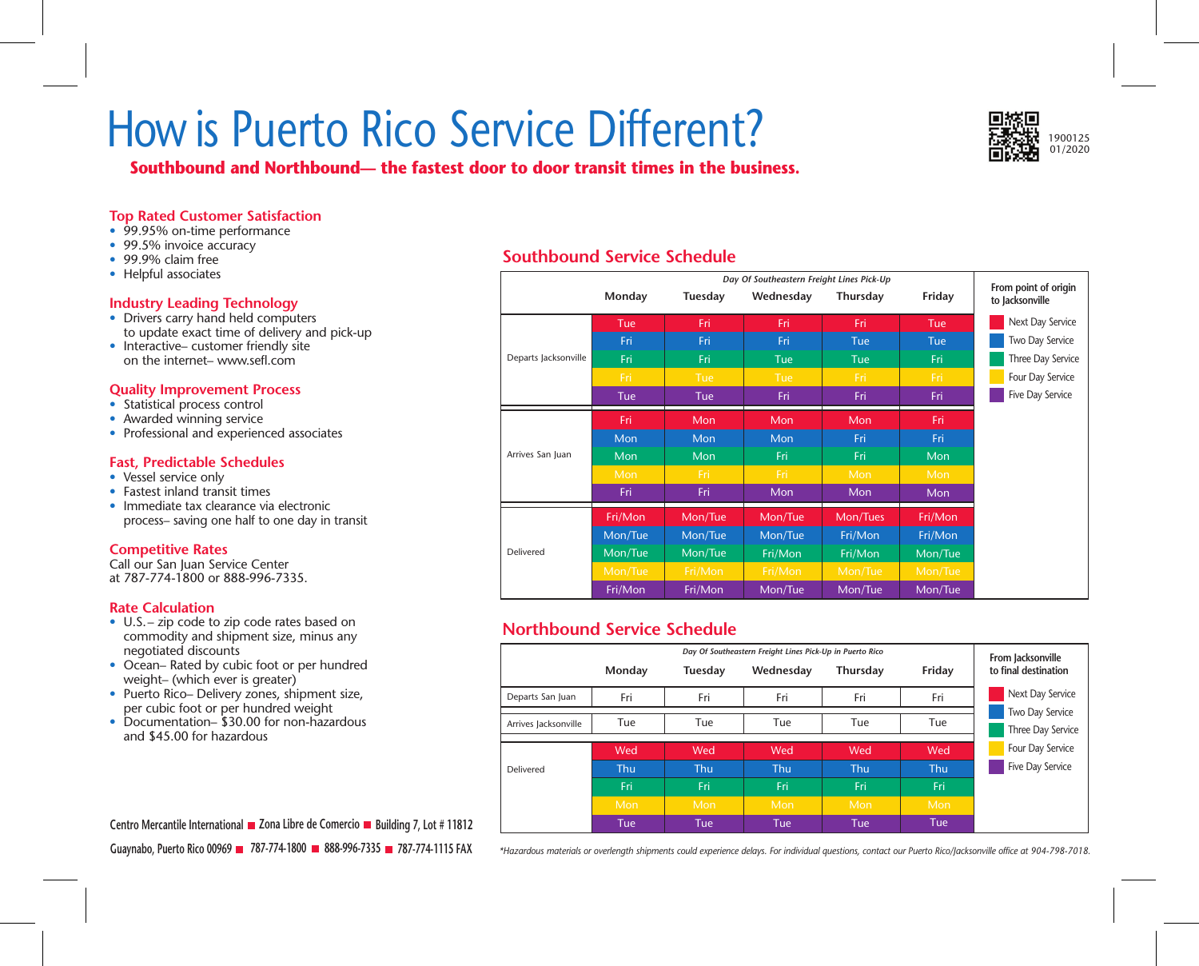# How is Puerto Rico Service Different?

**Southbound and Northbound— the fastest door to door transit times in the business.**

1900125
01/2020

### Top Rated Customer Satisfaction

- 99.95% on-time performance
- 99.5% invoice accuracy
- 99.9% claim free
- Helpful associates

### Industry Leading Technology

- Drivers carry hand held computers to update exact time of delivery and pick-up
- Interactive– customer friendly site on the internet– www.sefl.com

### Quality Improvement Process

- Statistical process control
- Awarded winning service
- Professional and experienced associates

### Fast, Predictable Schedules

- Vessel service only
- Fastest inland transit times
- Immediate tax clearance via electronic process– saving one half to one day in transit

### Competitive Rates

Call our San Juan Service Center at 787-774-1800 or 888-996-7335.

### Rate Calculation

- U.S.– zip code to zip code rates based on commodity and shipment size, minus any negotiated discounts
- Ocean– Rated by cubic foot or per hundred weight– (which ever is greater)
- Puerto Rico– Delivery zones, shipment size, per cubic foot or per hundred weight
- Documentation– $30.00 for non-hazardous and $45.00 for hazardous

Centro Mercantile International ■ Zona Libre de Comercio ■ Building 7, Lot # 11812
Guaynabo, Puerto Rico 00969 ■ 787-774-1800 ■ 888-996-7335 ■ 787-774-1115 FAX

## Southbound Service Schedule

*Day Of Southeastern Freight Lines Pick-Up*

From point of origin to Jacksonville

| | Service | Monday | Tuesday | Wednesday | Thursday | Friday |
|---|---|---|---|---|---|---|
| Departs Jacksonville | Next Day Service | Tue | Fri | Fri | Fri | Tue |
| | Two Day Service | Fri | Fri | Fri | Tue | Tue |
| | Three Day Service | Fri | Fri | Tue | Tue | Fri |
| | Four Day Service | Fri | Tue | Tue | Fri | Fri |
| | Five Day Service | Tue | Tue | Fri | Fri | Fri |
| Arrives San Juan | Next Day Service | Fri | Mon | Mon | Mon | Fri |
| | Two Day Service | Mon | Mon | Mon | Fri | Fri |
| | Three Day Service | Mon | Mon | Fri | Fri | Mon |
| | Four Day Service | Mon | Fri | Fri | Mon | Mon |
| | Five Day Service | Fri | Fri | Mon | Mon | Mon |
| Delivered | Next Day Service | Fri/Mon | Mon/Tue | Mon/Tue | Mon/Tues | Fri/Mon |
| | Two Day Service | Mon/Tue | Mon/Tue | Mon/Tue | Fri/Mon | Fri/Mon |
| | Three Day Service | Mon/Tue | Mon/Tue | Fri/Mon | Fri/Mon | Mon/Tue |
| | Four Day Service | Mon/Tue | Fri/Mon | Fri/Mon | Mon/Tue | Mon/Tue |
| | Five Day Service | Fri/Mon | Fri/Mon | Mon/Tue | Mon/Tue | Mon/Tue |

## Northbound Service Schedule

*Day Of Southeastern Freight Lines Pick-Up in Puerto Rico*

From Jacksonville to final destination

| | Service | Monday | Tuesday | Wednesday | Thursday | Friday |
|---|---|---|---|---|---|---|
| Departs San Juan | | Fri | Fri | Fri | Fri | Fri |
| Arrives Jacksonville | | Tue | Tue | Tue | Tue | Tue |
| Delivered | Next Day Service | Wed | Wed | Wed | Wed | Wed |
| | Two Day Service | Thu | Thu | Thu | Thu | Thu |
| | Three Day Service | Fri | Fri | Fri | Fri | Fri |
| | Four Day Service | Mon | Mon | Mon | Mon | Mon |
| | Five Day Service | Tue | Tue | Tue | Tue | Tue |

*\*Hazardous materials or overlength shipments could experience delays. For individual questions, contact our Puerto Rico/Jacksonville office at 904-798-7018.*